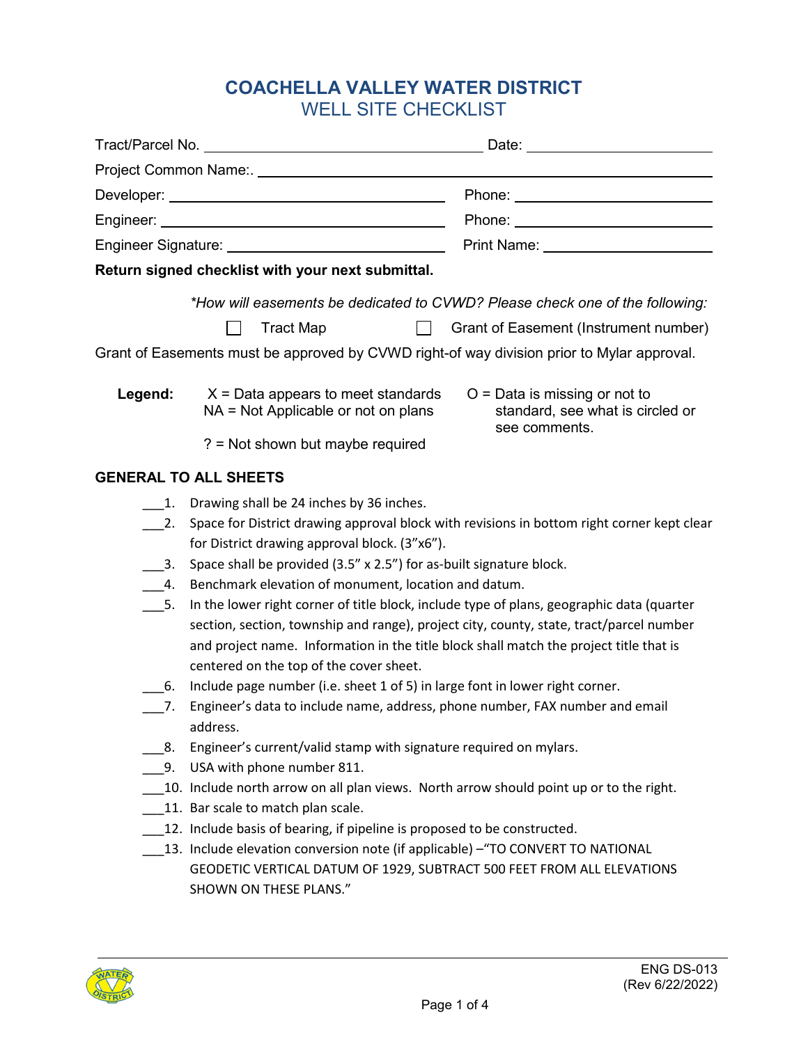# COACHELLA VALLEY WATER DISTRICT
## WELL SITE CHECKLIST

Tract/Parcel No. ______________________________ Date: ____________________

Project Common Name:. ______________________________________________

Developer: ______________________________ Phone: ____________________

Engineer: ______________________________ Phone: ____________________

Engineer Signature: ______________________ Print Name: ________________

**Return signed checklist with your next submittal.**

*\*How will easements be dedicated to CVWD? Please check one of the following:*

☐ Tract Map ☐ Grant of Easement (Instrument number)

Grant of Easements must be approved by CVWD right-of way division prior to Mylar approval.

**Legend:** X = Data appears to meet standards
NA = Not Applicable or not on plans
? = Not shown but maybe required
O = Data is missing or not to standard, see what is circled or see comments.

### GENERAL TO ALL SHEETS

___1. Drawing shall be 24 inches by 36 inches.

___2. Space for District drawing approval block with revisions in bottom right corner kept clear for District drawing approval block. (3"x6").

___3. Space shall be provided (3.5" x 2.5") for as-built signature block.

___4. Benchmark elevation of monument, location and datum.

___5. In the lower right corner of title block, include type of plans, geographic data (quarter section, section, township and range), project city, county, state, tract/parcel number and project name. Information in the title block shall match the project title that is centered on the top of the cover sheet.

___6. Include page number (i.e. sheet 1 of 5) in large font in lower right corner.

___7. Engineer's data to include name, address, phone number, FAX number and email address.

___8. Engineer's current/valid stamp with signature required on mylars.

___9. USA with phone number 811.

___10. Include north arrow on all plan views. North arrow should point up or to the right.

___11. Bar scale to match plan scale.

___12. Include basis of bearing, if pipeline is proposed to be constructed.

___13. Include elevation conversion note (if applicable) –"TO CONVERT TO NATIONAL GEODETIC VERTICAL DATUM OF 1929, SUBTRACT 500 FEET FROM ALL ELEVATIONS SHOWN ON THESE PLANS."

ENG DS-013
(Rev 6/22/2022)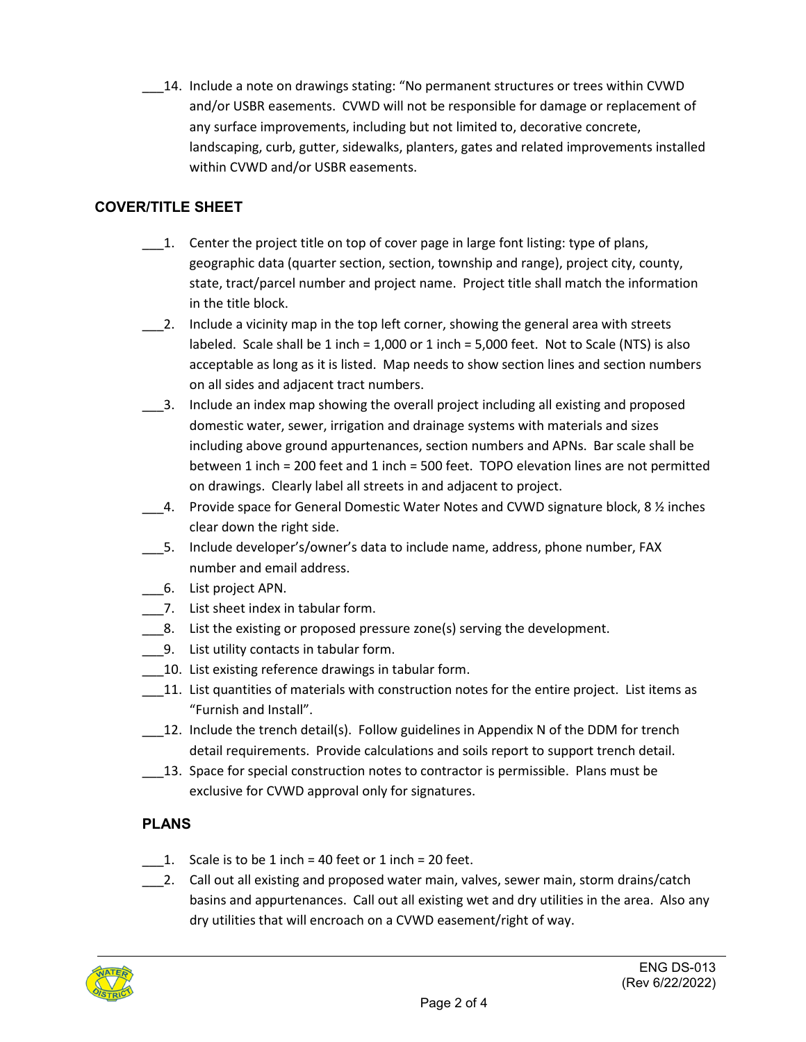___14. Include a note on drawings stating: "No permanent structures or trees within CVWD and/or USBR easements. CVWD will not be responsible for damage or replacement of any surface improvements, including but not limited to, decorative concrete, landscaping, curb, gutter, sidewalks, planters, gates and related improvements installed within CVWD and/or USBR easements.

## COVER/TITLE SHEET

___1. Center the project title on top of cover page in large font listing: type of plans, geographic data (quarter section, section, township and range), project city, county, state, tract/parcel number and project name. Project title shall match the information in the title block.

___2. Include a vicinity map in the top left corner, showing the general area with streets labeled. Scale shall be 1 inch = 1,000 or 1 inch = 5,000 feet. Not to Scale (NTS) is also acceptable as long as it is listed. Map needs to show section lines and section numbers on all sides and adjacent tract numbers.

___3. Include an index map showing the overall project including all existing and proposed domestic water, sewer, irrigation and drainage systems with materials and sizes including above ground appurtenances, section numbers and APNs. Bar scale shall be between 1 inch = 200 feet and 1 inch = 500 feet. TOPO elevation lines are not permitted on drawings. Clearly label all streets in and adjacent to project.

___4. Provide space for General Domestic Water Notes and CVWD signature block, 8 ½ inches clear down the right side.

___5. Include developer's/owner's data to include name, address, phone number, FAX number and email address.

___6. List project APN.

___7. List sheet index in tabular form.

___8. List the existing or proposed pressure zone(s) serving the development.

___9. List utility contacts in tabular form.

___10. List existing reference drawings in tabular form.

___11. List quantities of materials with construction notes for the entire project. List items as "Furnish and Install".

___12. Include the trench detail(s). Follow guidelines in Appendix N of the DDM for trench detail requirements. Provide calculations and soils report to support trench detail.

___13. Space for special construction notes to contractor is permissible. Plans must be exclusive for CVWD approval only for signatures.

## PLANS

___1. Scale is to be 1 inch = 40 feet or 1 inch = 20 feet.

___2. Call out all existing and proposed water main, valves, sewer main, storm drains/catch basins and appurtenances. Call out all existing wet and dry utilities in the area. Also any dry utilities that will encroach on a CVWD easement/right of way.

ENG DS-013
(Rev 6/22/2022)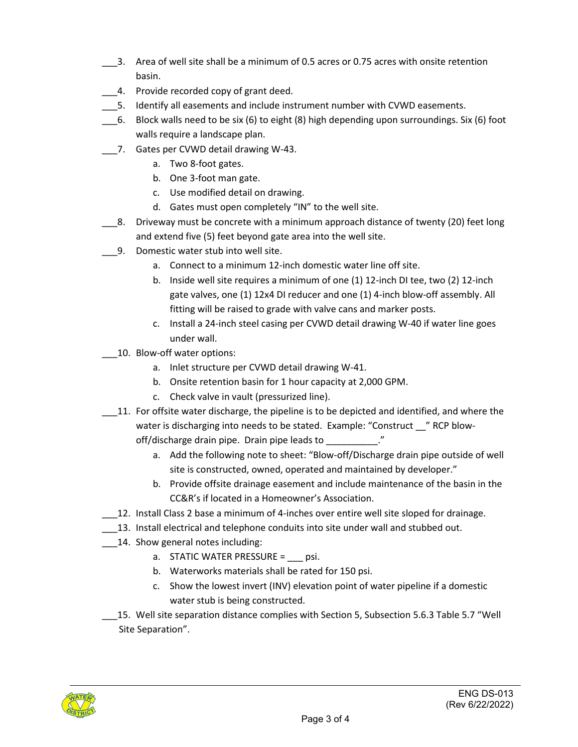___3. Area of well site shall be a minimum of 0.5 acres or 0.75 acres with onsite retention basin.

___4. Provide recorded copy of grant deed.

___5. Identify all easements and include instrument number with CVWD easements.

___6. Block walls need to be six (6) to eight (8) high depending upon surroundings. Six (6) foot walls require a landscape plan.

___7. Gates per CVWD detail drawing W-43.

   a. Two 8-foot gates.
   b. One 3-foot man gate.
   c. Use modified detail on drawing.
   d. Gates must open completely "IN" to the well site.

___8. Driveway must be concrete with a minimum approach distance of twenty (20) feet long and extend five (5) feet beyond gate area into the well site.

___9. Domestic water stub into well site.

   a. Connect to a minimum 12-inch domestic water line off site.
   b. Inside well site requires a minimum of one (1) 12-inch DI tee, two (2) 12-inch gate valves, one (1) 12x4 DI reducer and one (1) 4-inch blow-off assembly. All fitting will be raised to grade with valve cans and marker posts.
   c. Install a 24-inch steel casing per CVWD detail drawing W-40 if water line goes under wall.

___10. Blow-off water options:

   a. Inlet structure per CVWD detail drawing W-41.
   b. Onsite retention basin for 1 hour capacity at 2,000 GPM.
   c. Check valve in vault (pressurized line).

___11. For offsite water discharge, the pipeline is to be depicted and identified, and where the water is discharging into needs to be stated. Example: "Construct __" RCP blow-off/discharge drain pipe. Drain pipe leads to __________."

   a. Add the following note to sheet: "Blow-off/Discharge drain pipe outside of well site is constructed, owned, operated and maintained by developer."
   b. Provide offsite drainage easement and include maintenance of the basin in the CC&R's if located in a Homeowner's Association.

___12. Install Class 2 base a minimum of 4-inches over entire well site sloped for drainage.

___13. Install electrical and telephone conduits into site under wall and stubbed out.

___14. Show general notes including:

   a. STATIC WATER PRESSURE = ___ psi.
   b. Waterworks materials shall be rated for 150 psi.
   c. Show the lowest invert (INV) elevation point of water pipeline if a domestic water stub is being constructed.

___15. Well site separation distance complies with Section 5, Subsection 5.6.3 Table 5.7 "Well Site Separation".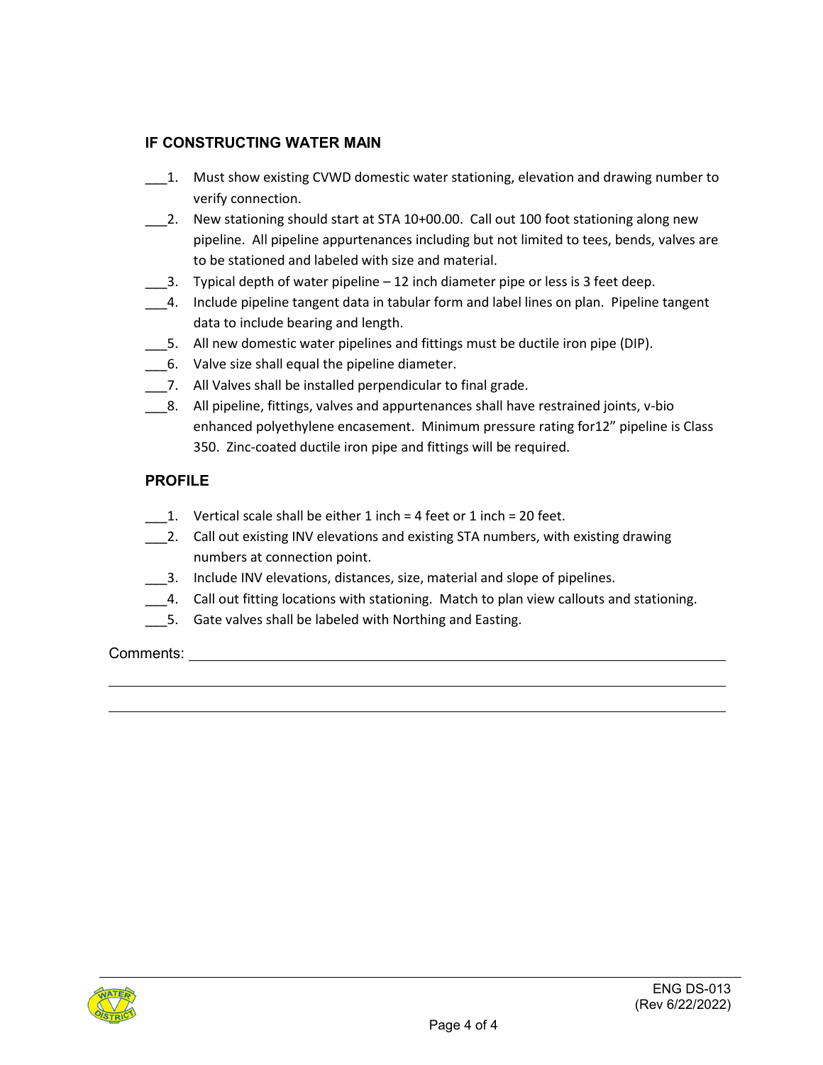### IF CONSTRUCTING WATER MAIN

\_\_\_1. Must show existing CVWD domestic water stationing, elevation and drawing number to verify connection.

\_\_\_2. New stationing should start at STA 10+00.00. Call out 100 foot stationing along new pipeline. All pipeline appurtenances including but not limited to tees, bends, valves are to be stationed and labeled with size and material.

\_\_\_3. Typical depth of water pipeline – 12 inch diameter pipe or less is 3 feet deep.

\_\_\_4. Include pipeline tangent data in tabular form and label lines on plan. Pipeline tangent data to include bearing and length.

\_\_\_5. All new domestic water pipelines and fittings must be ductile iron pipe (DIP).

\_\_\_6. Valve size shall equal the pipeline diameter.

\_\_\_7. All Valves shall be installed perpendicular to final grade.

\_\_\_8. All pipeline, fittings, valves and appurtenances shall have restrained joints, v-bio enhanced polyethylene encasement. Minimum pressure rating for12" pipeline is Class 350. Zinc-coated ductile iron pipe and fittings will be required.

### PROFILE

\_\_\_1. Vertical scale shall be either 1 inch = 4 feet or 1 inch = 20 feet.

\_\_\_2. Call out existing INV elevations and existing STA numbers, with existing drawing numbers at connection point.

\_\_\_3. Include INV elevations, distances, size, material and slope of pipelines.

\_\_\_4. Call out fitting locations with stationing. Match to plan view callouts and stationing.

\_\_\_5. Gate valves shall be labeled with Northing and Easting.

Comments: \_\_\_\_\_\_\_\_\_\_\_\_\_\_\_\_\_\_\_\_\_\_\_\_\_\_\_\_\_\_\_\_\_\_\_\_\_\_\_\_\_\_\_\_\_\_\_\_\_\_\_\_\_\_\_\_\_\_\_\_\_\_\_\_

\_\_\_\_\_\_\_\_\_\_\_\_\_\_\_\_\_\_\_\_\_\_\_\_\_\_\_\_\_\_\_\_\_\_\_\_\_\_\_\_\_\_\_\_\_\_\_\_\_\_\_\_\_\_\_\_\_\_\_\_\_\_\_\_\_\_\_\_\_\_\_\_\_\_\_\_

\_\_\_\_\_\_\_\_\_\_\_\_\_\_\_\_\_\_\_\_\_\_\_\_\_\_\_\_\_\_\_\_\_\_\_\_\_\_\_\_\_\_\_\_\_\_\_\_\_\_\_\_\_\_\_\_\_\_\_\_\_\_\_\_\_\_\_\_\_\_\_\_\_\_\_\_

ENG DS-013
(Rev 6/22/2022)